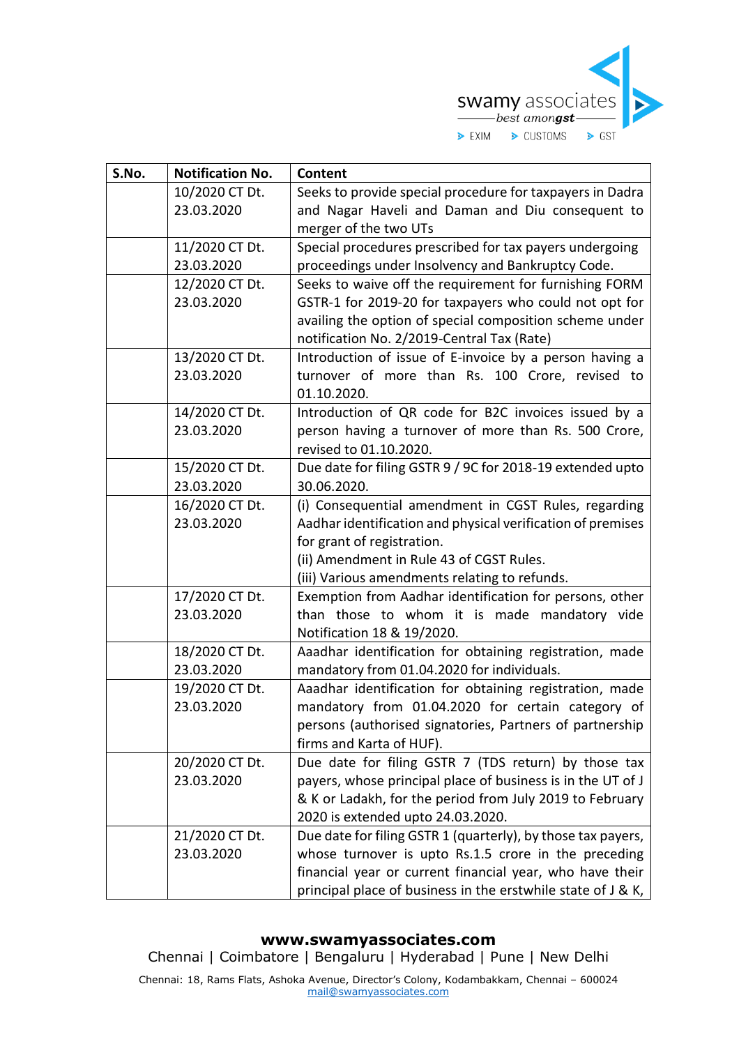| S.No. | Notification No. | Content |
|---|---|---|
| | 10/2020 CT Dt. 23.03.2020 | Seeks to provide special procedure for taxpayers in Dadra and Nagar Haveli and Daman and Diu consequent to merger of the two UTs |
| | 11/2020 CT Dt. 23.03.2020 | Special procedures prescribed for tax payers undergoing proceedings under Insolvency and Bankruptcy Code. |
| | 12/2020 CT Dt. 23.03.2020 | Seeks to waive off the requirement for furnishing FORM GSTR-1 for 2019-20 for taxpayers who could not opt for availing the option of special composition scheme under notification No. 2/2019-Central Tax (Rate) |
| | 13/2020 CT Dt. 23.03.2020 | Introduction of issue of E-invoice by a person having a turnover of more than Rs. 100 Crore, revised to 01.10.2020. |
| | 14/2020 CT Dt. 23.03.2020 | Introduction of QR code for B2C invoices issued by a person having a turnover of more than Rs. 500 Crore, revised to 01.10.2020. |
| | 15/2020 CT Dt. 23.03.2020 | Due date for filing GSTR 9 / 9C for 2018-19 extended upto 30.06.2020. |
| | 16/2020 CT Dt. 23.03.2020 | (i) Consequential amendment in CGST Rules, regarding Aadhar identification and physical verification of premises for grant of registration.<br>(ii) Amendment in Rule 43 of CGST Rules.<br>(iii) Various amendments relating to refunds. |
| | 17/2020 CT Dt. 23.03.2020 | Exemption from Aadhar identification for persons, other than those to whom it is made mandatory vide Notification 18 & 19/2020. |
| | 18/2020 CT Dt. 23.03.2020 | Aaadhar identification for obtaining registration, made mandatory from 01.04.2020 for individuals. |
| | 19/2020 CT Dt. 23.03.2020 | Aaadhar identification for obtaining registration, made mandatory from 01.04.2020 for certain category of persons (authorised signatories, Partners of partnership firms and Karta of HUF). |
| | 20/2020 CT Dt. 23.03.2020 | Due date for filing GSTR 7 (TDS return) by those tax payers, whose principal place of business is in the UT of J & K or Ladakh, for the period from July 2019 to February 2020 is extended upto 24.03.2020. |
| | 21/2020 CT Dt. 23.03.2020 | Due date for filing GSTR 1 (quarterly), by those tax payers, whose turnover is upto Rs.1.5 crore in the preceding financial year or current financial year, who have their principal place of business in the erstwhile state of J & K, |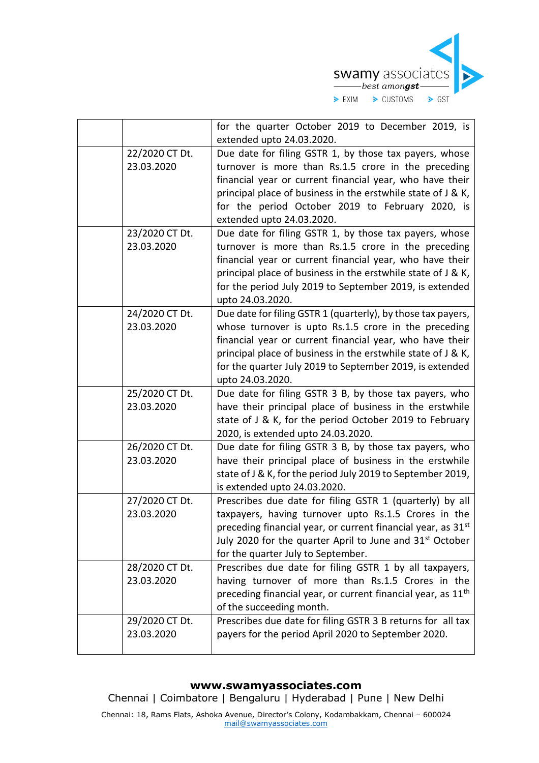| | | |
|---|---|---|
| | | for the quarter October 2019 to December 2019, is extended upto 24.03.2020. |
| | 22/2020 CT Dt. 23.03.2020 | Due date for filing GSTR 1, by those tax payers, whose turnover is more than Rs.1.5 crore in the preceding financial year or current financial year, who have their principal place of business in the erstwhile state of J & K, for the period October 2019 to February 2020, is extended upto 24.03.2020. |
| | 23/2020 CT Dt. 23.03.2020 | Due date for filing GSTR 1, by those tax payers, whose turnover is more than Rs.1.5 crore in the preceding financial year or current financial year, who have their principal place of business in the erstwhile state of J & K, for the period July 2019 to September 2019, is extended upto 24.03.2020. |
| | 24/2020 CT Dt. 23.03.2020 | Due date for filing GSTR 1 (quarterly), by those tax payers, whose turnover is upto Rs.1.5 crore in the preceding financial year or current financial year, who have their principal place of business in the erstwhile state of J & K, for the quarter July 2019 to September 2019, is extended upto 24.03.2020. |
| | 25/2020 CT Dt. 23.03.2020 | Due date for filing GSTR 3 B, by those tax payers, who have their principal place of business in the erstwhile state of J & K, for the period October 2019 to February 2020, is extended upto 24.03.2020. |
| | 26/2020 CT Dt. 23.03.2020 | Due date for filing GSTR 3 B, by those tax payers, who have their principal place of business in the erstwhile state of J & K, for the period July 2019 to September 2019, is extended upto 24.03.2020. |
| | 27/2020 CT Dt. 23.03.2020 | Prescribes due date for filing GSTR 1 (quarterly) by all taxpayers, having turnover upto Rs.1.5 Crores in the preceding financial year, or current financial year, as 31st July 2020 for the quarter April to June and 31st October for the quarter July to September. |
| | 28/2020 CT Dt. 23.03.2020 | Prescribes due date for filing GSTR 1 by all taxpayers, having turnover of more than Rs.1.5 Crores in the preceding financial year, or current financial year, as 11th of the succeeding month. |
| | 29/2020 CT Dt. 23.03.2020 | Prescribes due date for filing GSTR 3 B returns for all tax payers for the period April 2020 to September 2020. |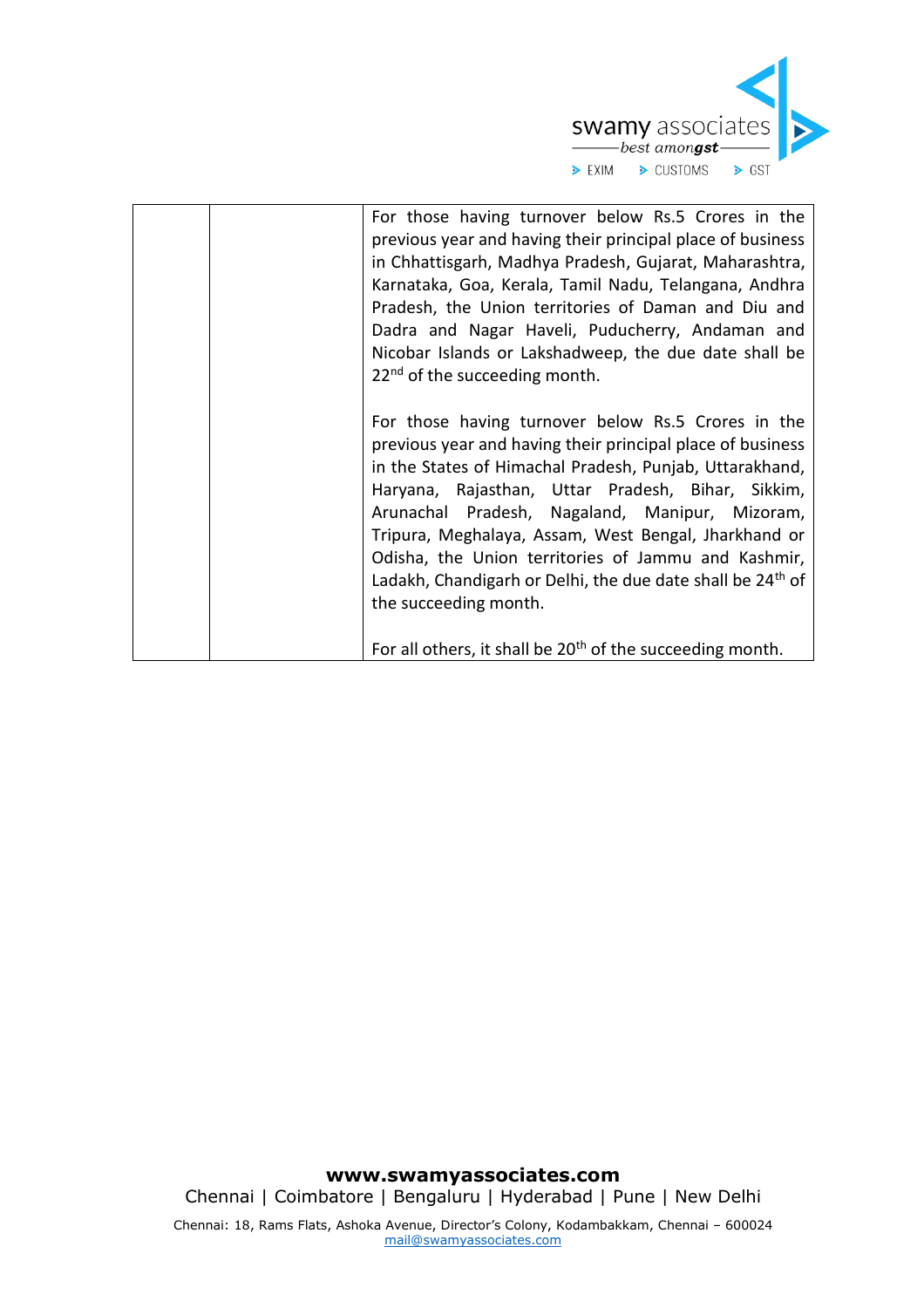| | | |
|---|---|---|
| | | For those having turnover below Rs.5 Crores in the previous year and having their principal place of business in Chhattisgarh, Madhya Pradesh, Gujarat, Maharashtra, Karnataka, Goa, Kerala, Tamil Nadu, Telangana, Andhra Pradesh, the Union territories of Daman and Diu and Dadra and Nagar Haveli, Puducherry, Andaman and Nicobar Islands or Lakshadweep, the due date shall be 22nd of the succeeding month.<br><br>For those having turnover below Rs.5 Crores in the previous year and having their principal place of business in the States of Himachal Pradesh, Punjab, Uttarakhand, Haryana, Rajasthan, Uttar Pradesh, Bihar, Sikkim, Arunachal Pradesh, Nagaland, Manipur, Mizoram, Tripura, Meghalaya, Assam, West Bengal, Jharkhand or Odisha, the Union territories of Jammu and Kashmir, Ladakh, Chandigarh or Delhi, the due date shall be 24th of the succeeding month.<br><br>For all others, it shall be 20th of the succeeding month. |